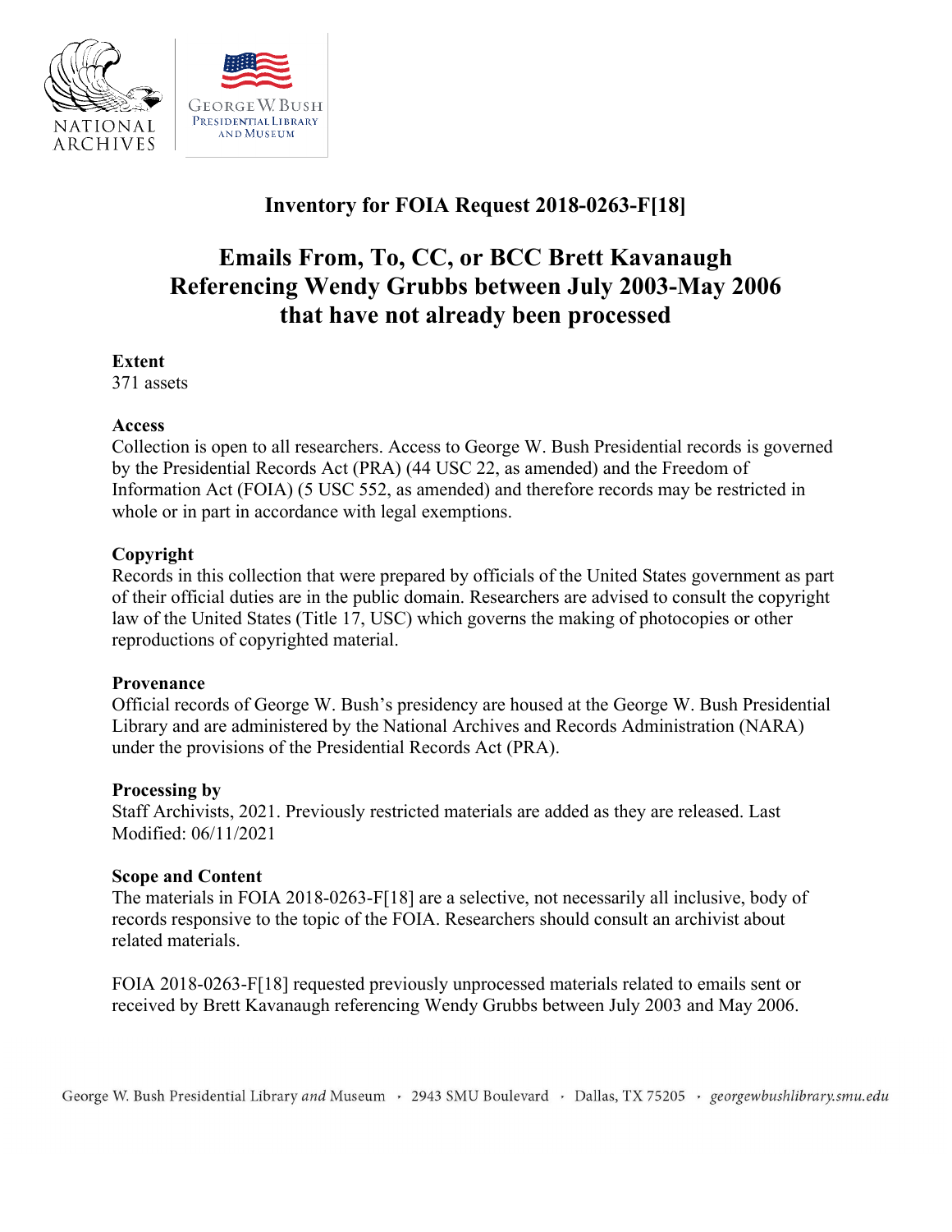# Inventory for FOIA Request 2018-0263-F[18]

## Emails From, To, CC, or BCC Brett Kavanaugh Referencing Wendy Grubbs between July 2003-May 2006 that have not already been processed

**Extent**
371 assets

**Access**
Collection is open to all researchers. Access to George W. Bush Presidential records is governed by the Presidential Records Act (PRA) (44 USC 22, as amended) and the Freedom of Information Act (FOIA) (5 USC 552, as amended) and therefore records may be restricted in whole or in part in accordance with legal exemptions.

**Copyright**
Records in this collection that were prepared by officials of the United States government as part of their official duties are in the public domain. Researchers are advised to consult the copyright law of the United States (Title 17, USC) which governs the making of photocopies or other reproductions of copyrighted material.

**Provenance**
Official records of George W. Bush's presidency are housed at the George W. Bush Presidential Library and are administered by the National Archives and Records Administration (NARA) under the provisions of the Presidential Records Act (PRA).

**Processing by**
Staff Archivists, 2021. Previously restricted materials are added as they are released. Last Modified: 06/11/2021

**Scope and Content**
The materials in FOIA 2018-0263-F[18] are a selective, not necessarily all inclusive, body of records responsive to the topic of the FOIA. Researchers should consult an archivist about related materials.

FOIA 2018-0263-F[18] requested previously unprocessed materials related to emails sent or received by Brett Kavanaugh referencing Wendy Grubbs between July 2003 and May 2006.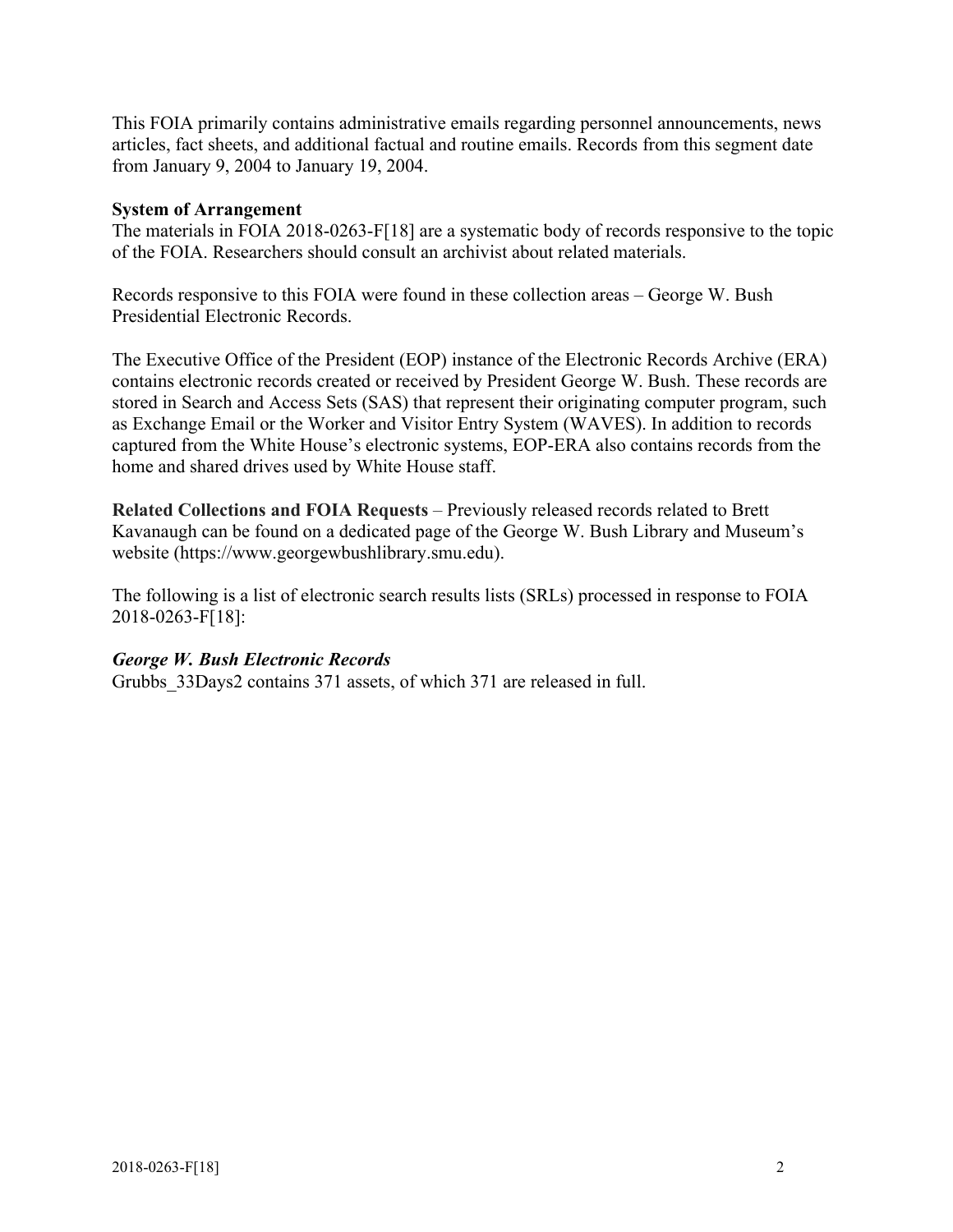This FOIA primarily contains administrative emails regarding personnel announcements, news articles, fact sheets, and additional factual and routine emails. Records from this segment date from January 9, 2004 to January 19, 2004.

**System of Arrangement**
The materials in FOIA 2018-0263-F[18] are a systematic body of records responsive to the topic of the FOIA. Researchers should consult an archivist about related materials.

Records responsive to this FOIA were found in these collection areas – George W. Bush Presidential Electronic Records.

The Executive Office of the President (EOP) instance of the Electronic Records Archive (ERA) contains electronic records created or received by President George W. Bush. These records are stored in Search and Access Sets (SAS) that represent their originating computer program, such as Exchange Email or the Worker and Visitor Entry System (WAVES). In addition to records captured from the White House's electronic systems, EOP-ERA also contains records from the home and shared drives used by White House staff.

**Related Collections and FOIA Requests** – Previously released records related to Brett Kavanaugh can be found on a dedicated page of the George W. Bush Library and Museum's website (https://www.georgewbushlibrary.smu.edu).

The following is a list of electronic search results lists (SRLs) processed in response to FOIA 2018-0263-F[18]:

***George W. Bush Electronic Records***
Grubbs_33Days2 contains 371 assets, of which 371 are released in full.